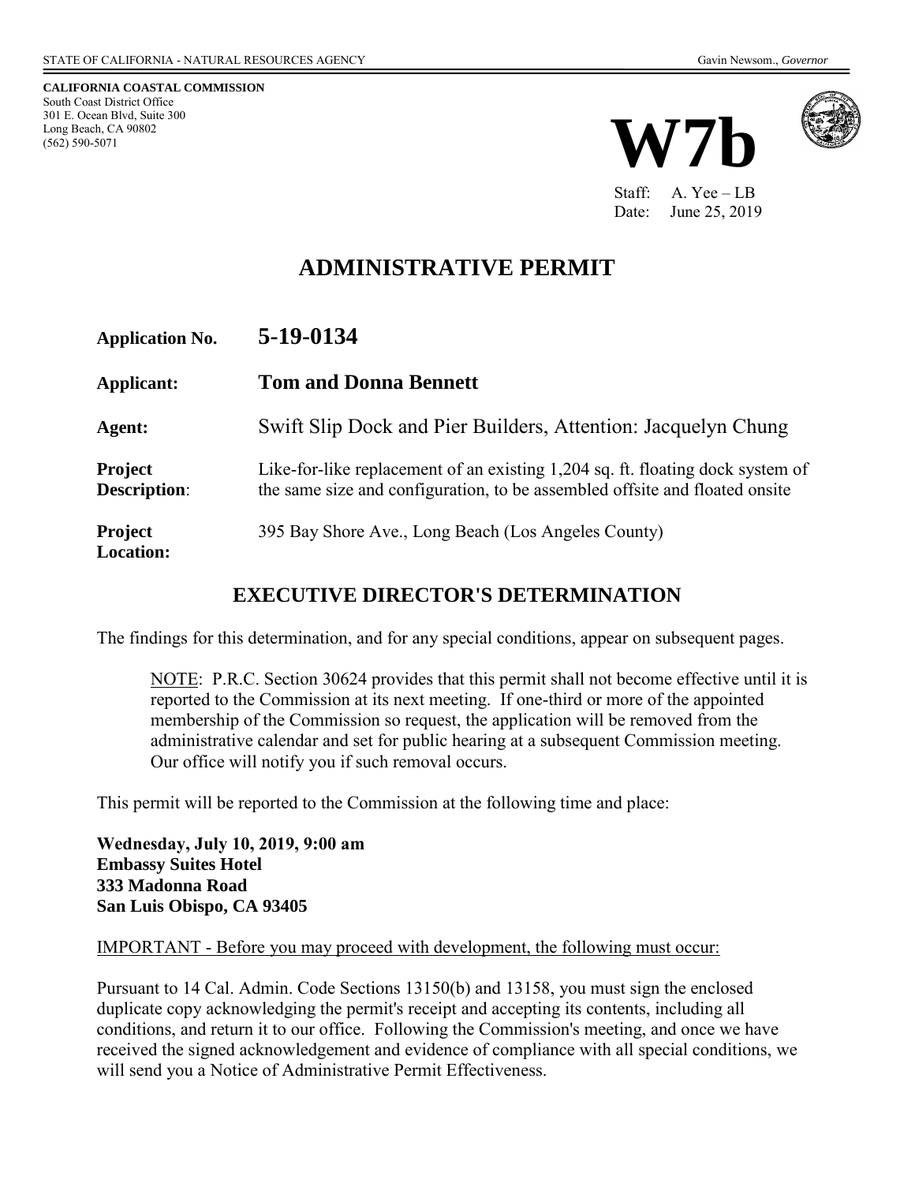STATE OF CALIFORNIA - NATURAL RESOURCES AGENCY — Gavin Newsom., *Governor*

**CALIFORNIA COASTAL COMMISSION**
South Coast District Office
301 E. Ocean Blvd, Suite 300
Long Beach, CA 90802
(562) 590-5071

# W7b

Staff: A. Yee – LB
Date: June 25, 2019

## ADMINISTRATIVE PERMIT

| | |
|---|---|
| **Application No.** | **5-19-0134** |
| **Applicant:** | **Tom and Donna Bennett** |
| **Agent:** | Swift Slip Dock and Pier Builders, Attention: Jacquelyn Chung |
| **Project Description:** | Like-for-like replacement of an existing 1,204 sq. ft. floating dock system of the same size and configuration, to be assembled offsite and floated onsite |
| **Project Location:** | 395 Bay Shore Ave., Long Beach (Los Angeles County) |

## EXECUTIVE DIRECTOR'S DETERMINATION

The findings for this determination, and for any special conditions, appear on subsequent pages.

> NOTE: P.R.C. Section 30624 provides that this permit shall not become effective until it is reported to the Commission at its next meeting. If one-third or more of the appointed membership of the Commission so request, the application will be removed from the administrative calendar and set for public hearing at a subsequent Commission meeting. Our office will notify you if such removal occurs.

This permit will be reported to the Commission at the following time and place:

**Wednesday, July 10, 2019, 9:00 am**
**Embassy Suites Hotel**
**333 Madonna Road**
**San Luis Obispo, CA 93405**

IMPORTANT - Before you may proceed with development, the following must occur:

Pursuant to 14 Cal. Admin. Code Sections 13150(b) and 13158, you must sign the enclosed duplicate copy acknowledging the permit's receipt and accepting its contents, including all conditions, and return it to our office. Following the Commission's meeting, and once we have received the signed acknowledgement and evidence of compliance with all special conditions, we will send you a Notice of Administrative Permit Effectiveness.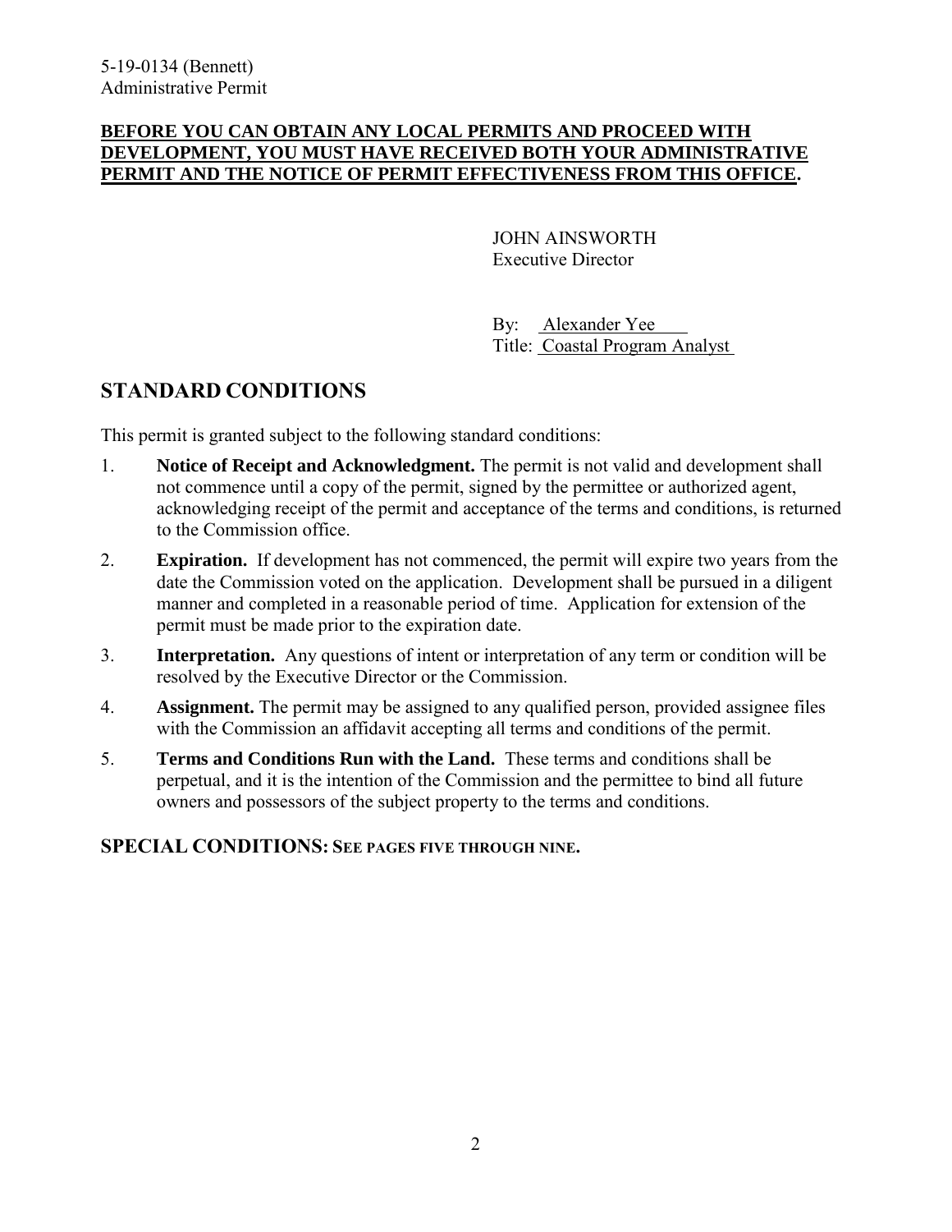**BEFORE YOU CAN OBTAIN ANY LOCAL PERMITS AND PROCEED WITH DEVELOPMENT, YOU MUST HAVE RECEIVED BOTH YOUR ADMINISTRATIVE PERMIT AND THE NOTICE OF PERMIT EFFECTIVENESS FROM THIS OFFICE.**

JOHN AINSWORTH
Executive Director

By: Alexander Yee
Title: Coastal Program Analyst

## STANDARD CONDITIONS

This permit is granted subject to the following standard conditions:

1. **Notice of Receipt and Acknowledgment.** The permit is not valid and development shall not commence until a copy of the permit, signed by the permittee or authorized agent, acknowledging receipt of the permit and acceptance of the terms and conditions, is returned to the Commission office.
2. **Expiration.** If development has not commenced, the permit will expire two years from the date the Commission voted on the application. Development shall be pursued in a diligent manner and completed in a reasonable period of time. Application for extension of the permit must be made prior to the expiration date.
3. **Interpretation.** Any questions of intent or interpretation of any term or condition will be resolved by the Executive Director or the Commission.
4. **Assignment.** The permit may be assigned to any qualified person, provided assignee files with the Commission an affidavit accepting all terms and conditions of the permit.
5. **Terms and Conditions Run with the Land.** These terms and conditions shall be perpetual, and it is the intention of the Commission and the permittee to bind all future owners and possessors of the subject property to the terms and conditions.

## SPECIAL CONDITIONS: SEE PAGES FIVE THROUGH NINE.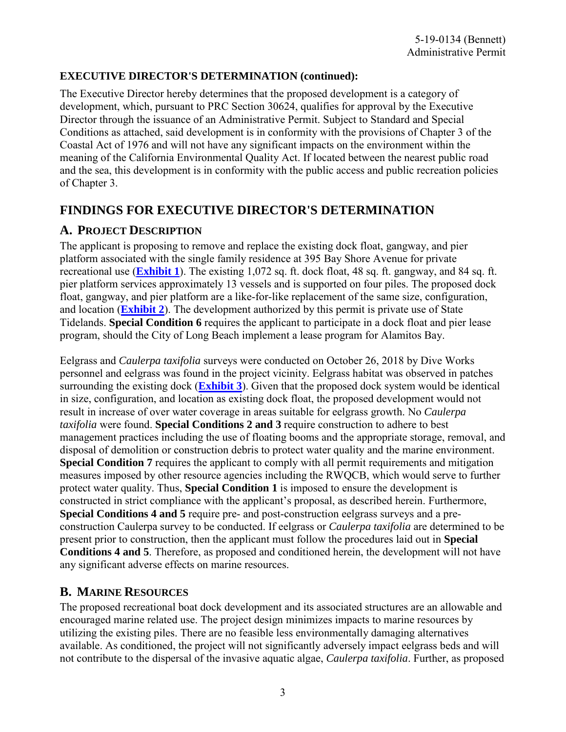**EXECUTIVE DIRECTOR'S DETERMINATION (continued):**

The Executive Director hereby determines that the proposed development is a category of development, which, pursuant to PRC Section 30624, qualifies for approval by the Executive Director through the issuance of an Administrative Permit. Subject to Standard and Special Conditions as attached, said development is in conformity with the provisions of Chapter 3 of the Coastal Act of 1976 and will not have any significant impacts on the environment within the meaning of the California Environmental Quality Act. If located between the nearest public road and the sea, this development is in conformity with the public access and public recreation policies of Chapter 3.

# FINDINGS FOR EXECUTIVE DIRECTOR'S DETERMINATION

## A. PROJECT DESCRIPTION

The applicant is proposing to remove and replace the existing dock float, gangway, and pier platform associated with the single family residence at 395 Bay Shore Avenue for private recreational use (**Exhibit 1**). The existing 1,072 sq. ft. dock float, 48 sq. ft. gangway, and 84 sq. ft. pier platform services approximately 13 vessels and is supported on four piles. The proposed dock float, gangway, and pier platform are a like-for-like replacement of the same size, configuration, and location (**Exhibit 2**). The development authorized by this permit is private use of State Tidelands. **Special Condition 6** requires the applicant to participate in a dock float and pier lease program, should the City of Long Beach implement a lease program for Alamitos Bay.

Eelgrass and *Caulerpa taxifolia* surveys were conducted on October 26, 2018 by Dive Works personnel and eelgrass was found in the project vicinity. Eelgrass habitat was observed in patches surrounding the existing dock (**Exhibit 3**). Given that the proposed dock system would be identical in size, configuration, and location as existing dock float, the proposed development would not result in increase of over water coverage in areas suitable for eelgrass growth. No *Caulerpa taxifolia* were found. **Special Conditions 2 and 3** require construction to adhere to best management practices including the use of floating booms and the appropriate storage, removal, and disposal of demolition or construction debris to protect water quality and the marine environment. **Special Condition 7** requires the applicant to comply with all permit requirements and mitigation measures imposed by other resource agencies including the RWQCB, which would serve to further protect water quality. Thus, **Special Condition 1** is imposed to ensure the development is constructed in strict compliance with the applicant's proposal, as described herein. Furthermore, **Special Conditions 4 and 5** require pre- and post-construction eelgrass surveys and a pre-construction Caulerpa survey to be conducted. If eelgrass or *Caulerpa taxifolia* are determined to be present prior to construction, then the applicant must follow the procedures laid out in **Special Conditions 4 and 5**. Therefore, as proposed and conditioned herein, the development will not have any significant adverse effects on marine resources.

## B. MARINE RESOURCES

The proposed recreational boat dock development and its associated structures are an allowable and encouraged marine related use. The project design minimizes impacts to marine resources by utilizing the existing piles. There are no feasible less environmentally damaging alternatives available. As conditioned, the project will not significantly adversely impact eelgrass beds and will not contribute to the dispersal of the invasive aquatic algae, *Caulerpa taxifolia*. Further, as proposed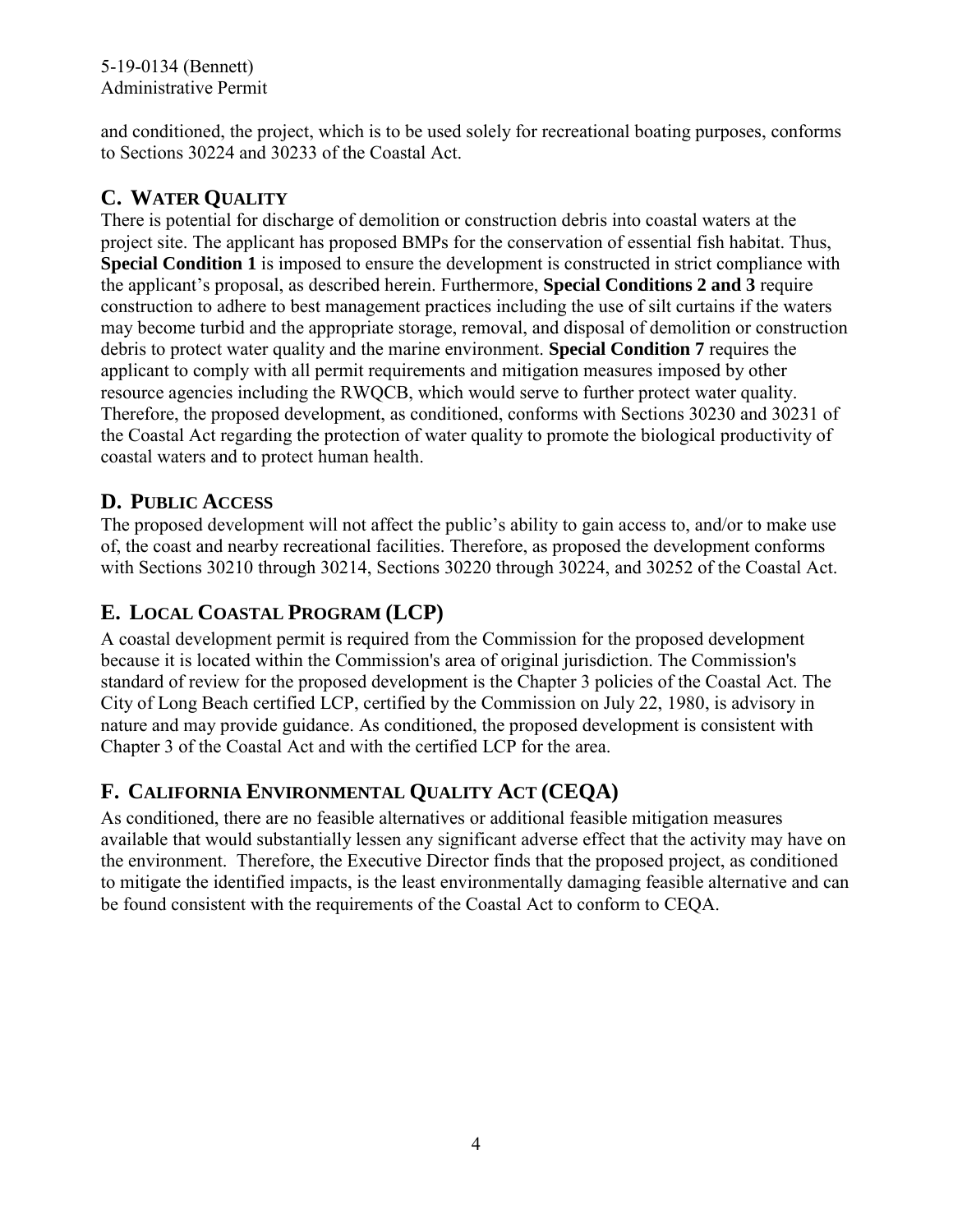and conditioned, the project, which is to be used solely for recreational boating purposes, conforms to Sections 30224 and 30233 of the Coastal Act.

## C. WATER QUALITY

There is potential for discharge of demolition or construction debris into coastal waters at the project site. The applicant has proposed BMPs for the conservation of essential fish habitat. Thus, **Special Condition 1** is imposed to ensure the development is constructed in strict compliance with the applicant's proposal, as described herein. Furthermore, **Special Conditions 2 and 3** require construction to adhere to best management practices including the use of silt curtains if the waters may become turbid and the appropriate storage, removal, and disposal of demolition or construction debris to protect water quality and the marine environment. **Special Condition 7** requires the applicant to comply with all permit requirements and mitigation measures imposed by other resource agencies including the RWQCB, which would serve to further protect water quality. Therefore, the proposed development, as conditioned, conforms with Sections 30230 and 30231 of the Coastal Act regarding the protection of water quality to promote the biological productivity of coastal waters and to protect human health.

## D. PUBLIC ACCESS

The proposed development will not affect the public's ability to gain access to, and/or to make use of, the coast and nearby recreational facilities. Therefore, as proposed the development conforms with Sections 30210 through 30214, Sections 30220 through 30224, and 30252 of the Coastal Act.

## E. LOCAL COASTAL PROGRAM (LCP)

A coastal development permit is required from the Commission for the proposed development because it is located within the Commission's area of original jurisdiction. The Commission's standard of review for the proposed development is the Chapter 3 policies of the Coastal Act. The City of Long Beach certified LCP, certified by the Commission on July 22, 1980, is advisory in nature and may provide guidance. As conditioned, the proposed development is consistent with Chapter 3 of the Coastal Act and with the certified LCP for the area.

## F. CALIFORNIA ENVIRONMENTAL QUALITY ACT (CEQA)

As conditioned, there are no feasible alternatives or additional feasible mitigation measures available that would substantially lessen any significant adverse effect that the activity may have on the environment. Therefore, the Executive Director finds that the proposed project, as conditioned to mitigate the identified impacts, is the least environmentally damaging feasible alternative and can be found consistent with the requirements of the Coastal Act to conform to CEQA.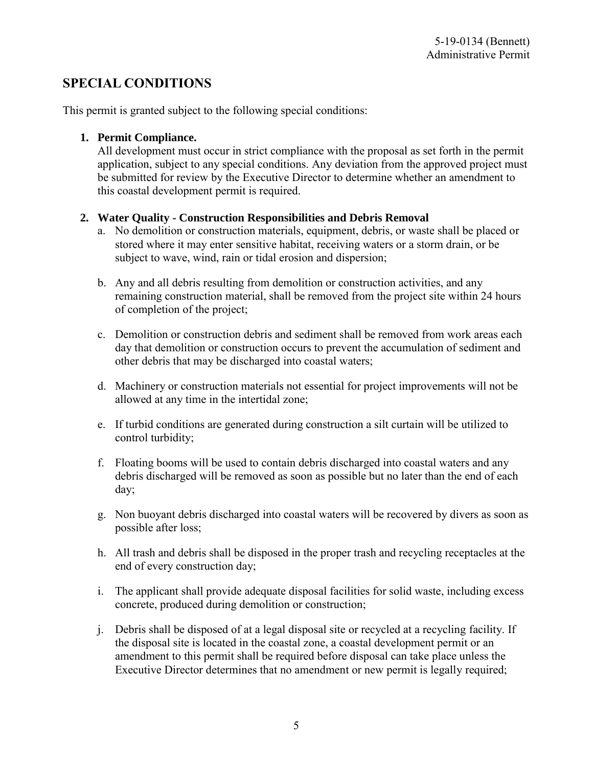## SPECIAL CONDITIONS

This permit is granted subject to the following special conditions:

1. **Permit Compliance.**
   All development must occur in strict compliance with the proposal as set forth in the permit application, subject to any special conditions. Any deviation from the approved project must be submitted for review by the Executive Director to determine whether an amendment to this coastal development permit is required.

2. **Water Quality - Construction Responsibilities and Debris Removal**
   a. No demolition or construction materials, equipment, debris, or waste shall be placed or stored where it may enter sensitive habitat, receiving waters or a storm drain, or be subject to wave, wind, rain or tidal erosion and dispersion;

   b. Any and all debris resulting from demolition or construction activities, and any remaining construction material, shall be removed from the project site within 24 hours of completion of the project;

   c. Demolition or construction debris and sediment shall be removed from work areas each day that demolition or construction occurs to prevent the accumulation of sediment and other debris that may be discharged into coastal waters;

   d. Machinery or construction materials not essential for project improvements will not be allowed at any time in the intertidal zone;

   e. If turbid conditions are generated during construction a silt curtain will be utilized to control turbidity;

   f. Floating booms will be used to contain debris discharged into coastal waters and any debris discharged will be removed as soon as possible but no later than the end of each day;

   g. Non buoyant debris discharged into coastal waters will be recovered by divers as soon as possible after loss;

   h. All trash and debris shall be disposed in the proper trash and recycling receptacles at the end of every construction day;

   i. The applicant shall provide adequate disposal facilities for solid waste, including excess concrete, produced during demolition or construction;

   j. Debris shall be disposed of at a legal disposal site or recycled at a recycling facility. If the disposal site is located in the coastal zone, a coastal development permit or an amendment to this permit shall be required before disposal can take place unless the Executive Director determines that no amendment or new permit is legally required;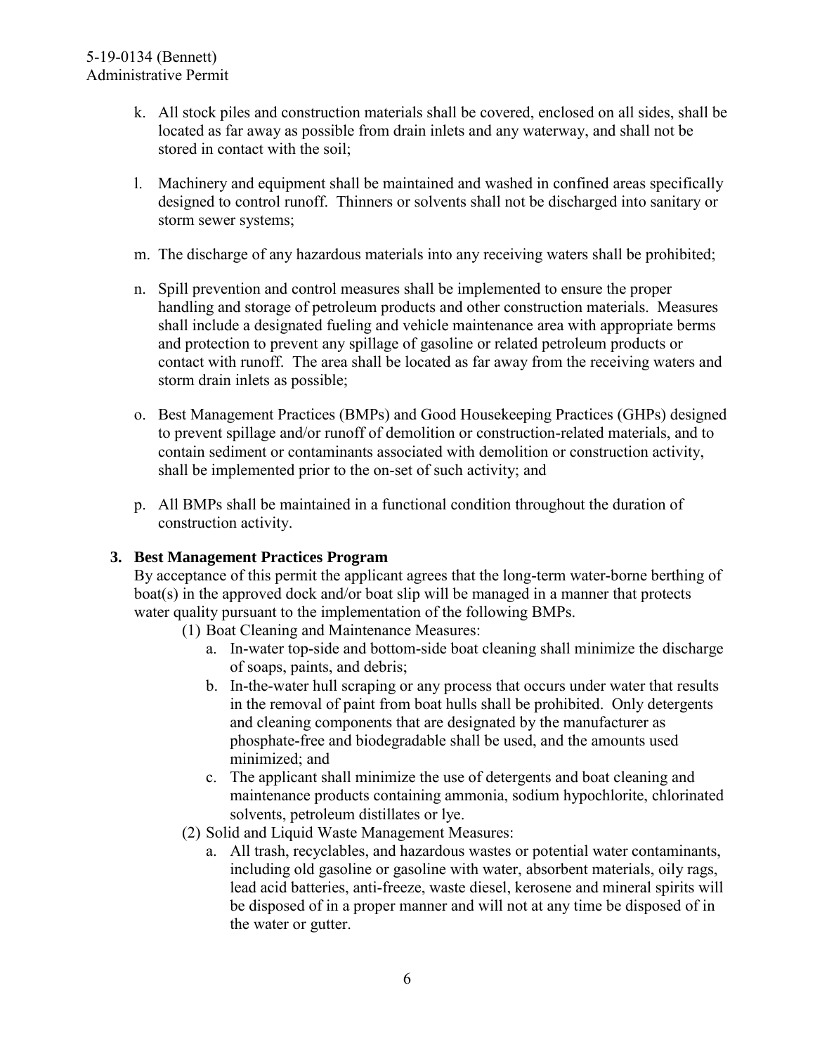k. All stock piles and construction materials shall be covered, enclosed on all sides, shall be located as far away as possible from drain inlets and any waterway, and shall not be stored in contact with the soil;

l. Machinery and equipment shall be maintained and washed in confined areas specifically designed to control runoff. Thinners or solvents shall not be discharged into sanitary or storm sewer systems;

m. The discharge of any hazardous materials into any receiving waters shall be prohibited;

n. Spill prevention and control measures shall be implemented to ensure the proper handling and storage of petroleum products and other construction materials. Measures shall include a designated fueling and vehicle maintenance area with appropriate berms and protection to prevent any spillage of gasoline or related petroleum products or contact with runoff. The area shall be located as far away from the receiving waters and storm drain inlets as possible;

o. Best Management Practices (BMPs) and Good Housekeeping Practices (GHPs) designed to prevent spillage and/or runoff of demolition or construction-related materials, and to contain sediment or contaminants associated with demolition or construction activity, shall be implemented prior to the on-set of such activity; and

p. All BMPs shall be maintained in a functional condition throughout the duration of construction activity.

**3. Best Management Practices Program**

By acceptance of this permit the applicant agrees that the long-term water-borne berthing of boat(s) in the approved dock and/or boat slip will be managed in a manner that protects water quality pursuant to the implementation of the following BMPs.

(1) Boat Cleaning and Maintenance Measures:

a. In-water top-side and bottom-side boat cleaning shall minimize the discharge of soaps, paints, and debris;

b. In-the-water hull scraping or any process that occurs under water that results in the removal of paint from boat hulls shall be prohibited. Only detergents and cleaning components that are designated by the manufacturer as phosphate-free and biodegradable shall be used, and the amounts used minimized; and

c. The applicant shall minimize the use of detergents and boat cleaning and maintenance products containing ammonia, sodium hypochlorite, chlorinated solvents, petroleum distillates or lye.

(2) Solid and Liquid Waste Management Measures:

a. All trash, recyclables, and hazardous wastes or potential water contaminants, including old gasoline or gasoline with water, absorbent materials, oily rags, lead acid batteries, anti-freeze, waste diesel, kerosene and mineral spirits will be disposed of in a proper manner and will not at any time be disposed of in the water or gutter.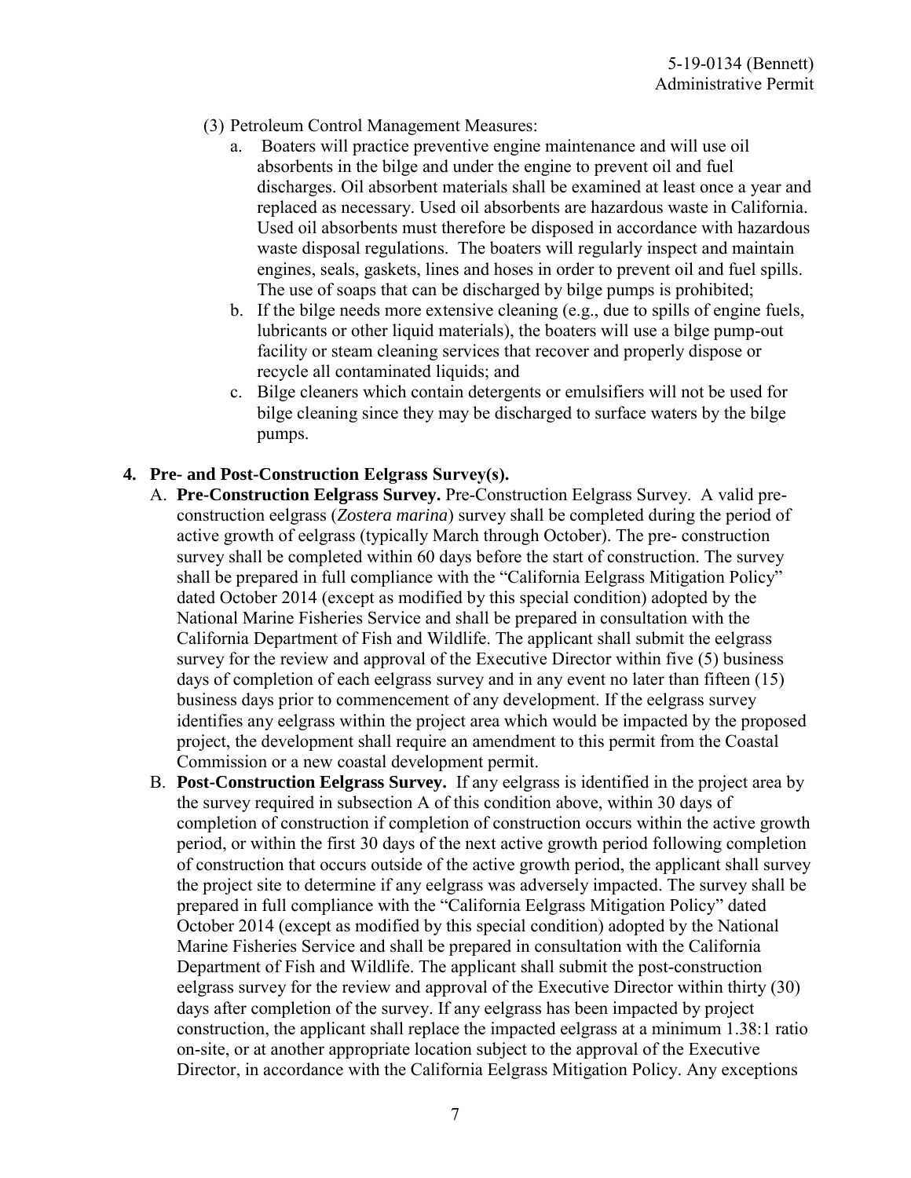(3) Petroleum Control Management Measures:

   a. Boaters will practice preventive engine maintenance and will use oil absorbents in the bilge and under the engine to prevent oil and fuel discharges. Oil absorbent materials shall be examined at least once a year and replaced as necessary. Used oil absorbents are hazardous waste in California. Used oil absorbents must therefore be disposed in accordance with hazardous waste disposal regulations. The boaters will regularly inspect and maintain engines, seals, gaskets, lines and hoses in order to prevent oil and fuel spills. The use of soaps that can be discharged by bilge pumps is prohibited;
   b. If the bilge needs more extensive cleaning (e.g., due to spills of engine fuels, lubricants or other liquid materials), the boaters will use a bilge pump-out facility or steam cleaning services that recover and properly dispose or recycle all contaminated liquids; and
   c. Bilge cleaners which contain detergents or emulsifiers will not be used for bilge cleaning since they may be discharged to surface waters by the bilge pumps.

**4. Pre- and Post-Construction Eelgrass Survey(s).**

A. **Pre-Construction Eelgrass Survey.** Pre-Construction Eelgrass Survey. A valid pre-construction eelgrass (*Zostera marina*) survey shall be completed during the period of active growth of eelgrass (typically March through October). The pre- construction survey shall be completed within 60 days before the start of construction. The survey shall be prepared in full compliance with the "California Eelgrass Mitigation Policy" dated October 2014 (except as modified by this special condition) adopted by the National Marine Fisheries Service and shall be prepared in consultation with the California Department of Fish and Wildlife. The applicant shall submit the eelgrass survey for the review and approval of the Executive Director within five (5) business days of completion of each eelgrass survey and in any event no later than fifteen (15) business days prior to commencement of any development. If the eelgrass survey identifies any eelgrass within the project area which would be impacted by the proposed project, the development shall require an amendment to this permit from the Coastal Commission or a new coastal development permit.

B. **Post-Construction Eelgrass Survey.** If any eelgrass is identified in the project area by the survey required in subsection A of this condition above, within 30 days of completion of construction if completion of construction occurs within the active growth period, or within the first 30 days of the next active growth period following completion of construction that occurs outside of the active growth period, the applicant shall survey the project site to determine if any eelgrass was adversely impacted. The survey shall be prepared in full compliance with the "California Eelgrass Mitigation Policy" dated October 2014 (except as modified by this special condition) adopted by the National Marine Fisheries Service and shall be prepared in consultation with the California Department of Fish and Wildlife. The applicant shall submit the post-construction eelgrass survey for the review and approval of the Executive Director within thirty (30) days after completion of the survey. If any eelgrass has been impacted by project construction, the applicant shall replace the impacted eelgrass at a minimum 1.38:1 ratio on-site, or at another appropriate location subject to the approval of the Executive Director, in accordance with the California Eelgrass Mitigation Policy. Any exceptions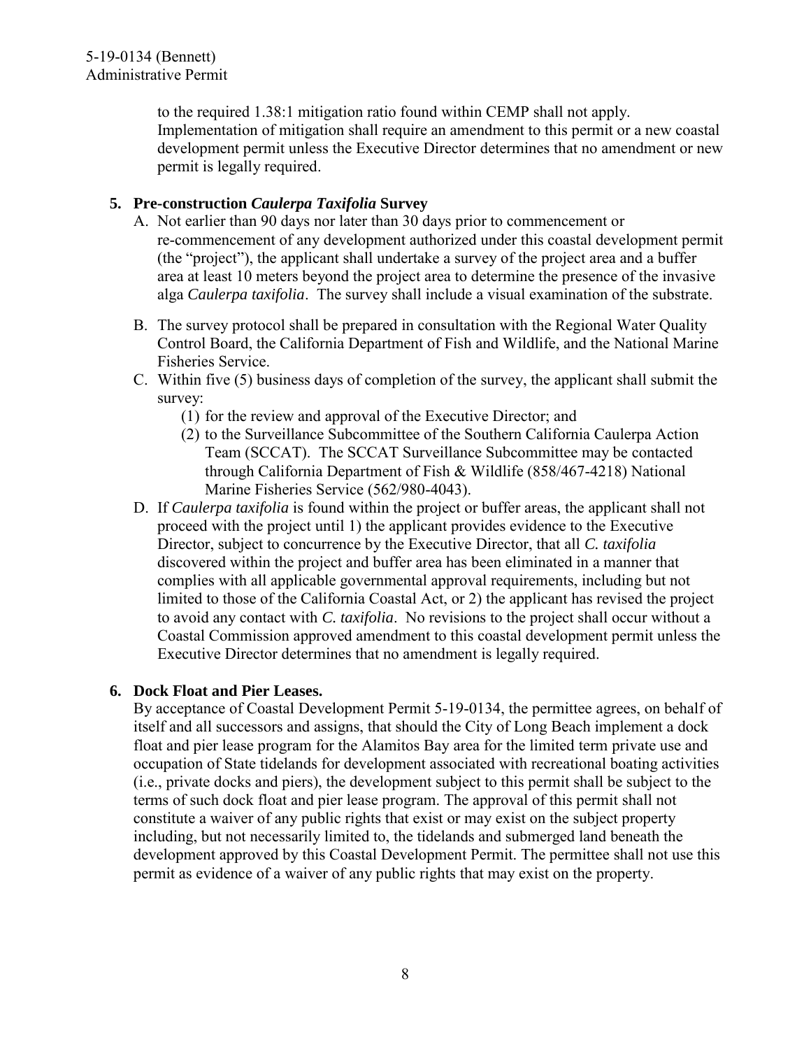to the required 1.38:1 mitigation ratio found within CEMP shall not apply. Implementation of mitigation shall require an amendment to this permit or a new coastal development permit unless the Executive Director determines that no amendment or new permit is legally required.

5. **Pre-construction *Caulerpa Taxifolia* Survey**

   A. Not earlier than 90 days nor later than 30 days prior to commencement or re-commencement of any development authorized under this coastal development permit (the "project"), the applicant shall undertake a survey of the project area and a buffer area at least 10 meters beyond the project area to determine the presence of the invasive alga *Caulerpa taxifolia*. The survey shall include a visual examination of the substrate.

   B. The survey protocol shall be prepared in consultation with the Regional Water Quality Control Board, the California Department of Fish and Wildlife, and the National Marine Fisheries Service.

   C. Within five (5) business days of completion of the survey, the applicant shall submit the survey:
      (1) for the review and approval of the Executive Director; and
      (2) to the Surveillance Subcommittee of the Southern California Caulerpa Action Team (SCCAT). The SCCAT Surveillance Subcommittee may be contacted through California Department of Fish & Wildlife (858/467-4218) National Marine Fisheries Service (562/980-4043).

   D. If *Caulerpa taxifolia* is found within the project or buffer areas, the applicant shall not proceed with the project until 1) the applicant provides evidence to the Executive Director, subject to concurrence by the Executive Director, that all *C. taxifolia* discovered within the project and buffer area has been eliminated in a manner that complies with all applicable governmental approval requirements, including but not limited to those of the California Coastal Act, or 2) the applicant has revised the project to avoid any contact with *C. taxifolia*. No revisions to the project shall occur without a Coastal Commission approved amendment to this coastal development permit unless the Executive Director determines that no amendment is legally required.

6. **Dock Float and Pier Leases.**

   By acceptance of Coastal Development Permit 5-19-0134, the permittee agrees, on behalf of itself and all successors and assigns, that should the City of Long Beach implement a dock float and pier lease program for the Alamitos Bay area for the limited term private use and occupation of State tidelands for development associated with recreational boating activities (i.e., private docks and piers), the development subject to this permit shall be subject to the terms of such dock float and pier lease program. The approval of this permit shall not constitute a waiver of any public rights that exist or may exist on the subject property including, but not necessarily limited to, the tidelands and submerged land beneath the development approved by this Coastal Development Permit. The permittee shall not use this permit as evidence of a waiver of any public rights that may exist on the property.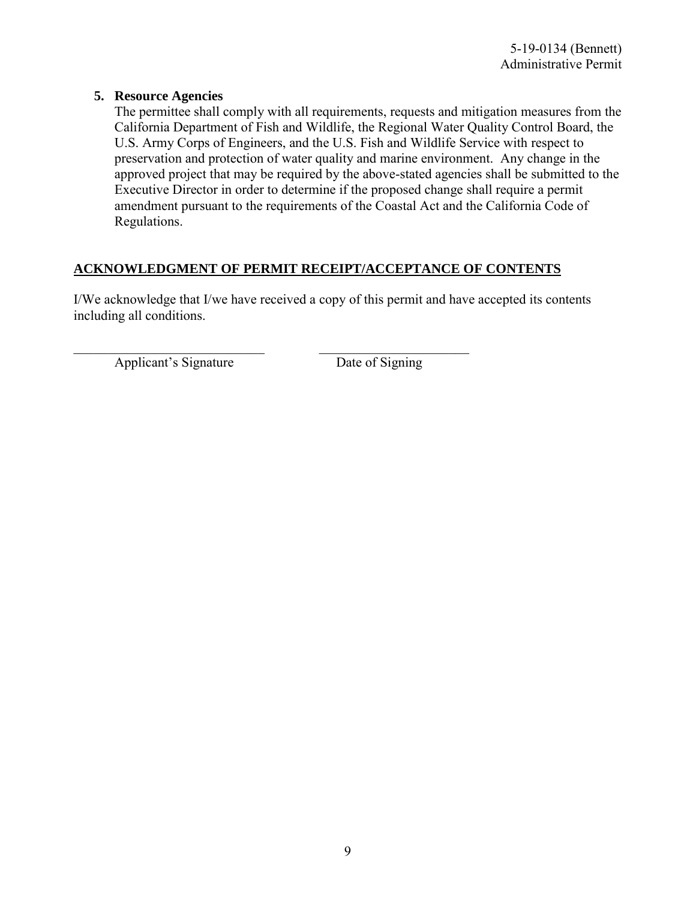**5. Resource Agencies**

The permittee shall comply with all requirements, requests and mitigation measures from the California Department of Fish and Wildlife, the Regional Water Quality Control Board, the U.S. Army Corps of Engineers, and the U.S. Fish and Wildlife Service with respect to preservation and protection of water quality and marine environment. Any change in the approved project that may be required by the above-stated agencies shall be submitted to the Executive Director in order to determine if the proposed change shall require a permit amendment pursuant to the requirements of the Coastal Act and the California Code of Regulations.

## ACKNOWLEDGMENT OF PERMIT RECEIPT/ACCEPTANCE OF CONTENTS

I/We acknowledge that I/we have received a copy of this permit and have accepted its contents including all conditions.

_____________________________ &nbsp;&nbsp;&nbsp;&nbsp;&nbsp;&nbsp;&nbsp;&nbsp; ______________________

Applicant's Signature &nbsp;&nbsp;&nbsp;&nbsp;&nbsp;&nbsp;&nbsp;&nbsp;&nbsp;&nbsp;&nbsp;&nbsp;&nbsp;&nbsp;&nbsp;&nbsp; Date of Signing